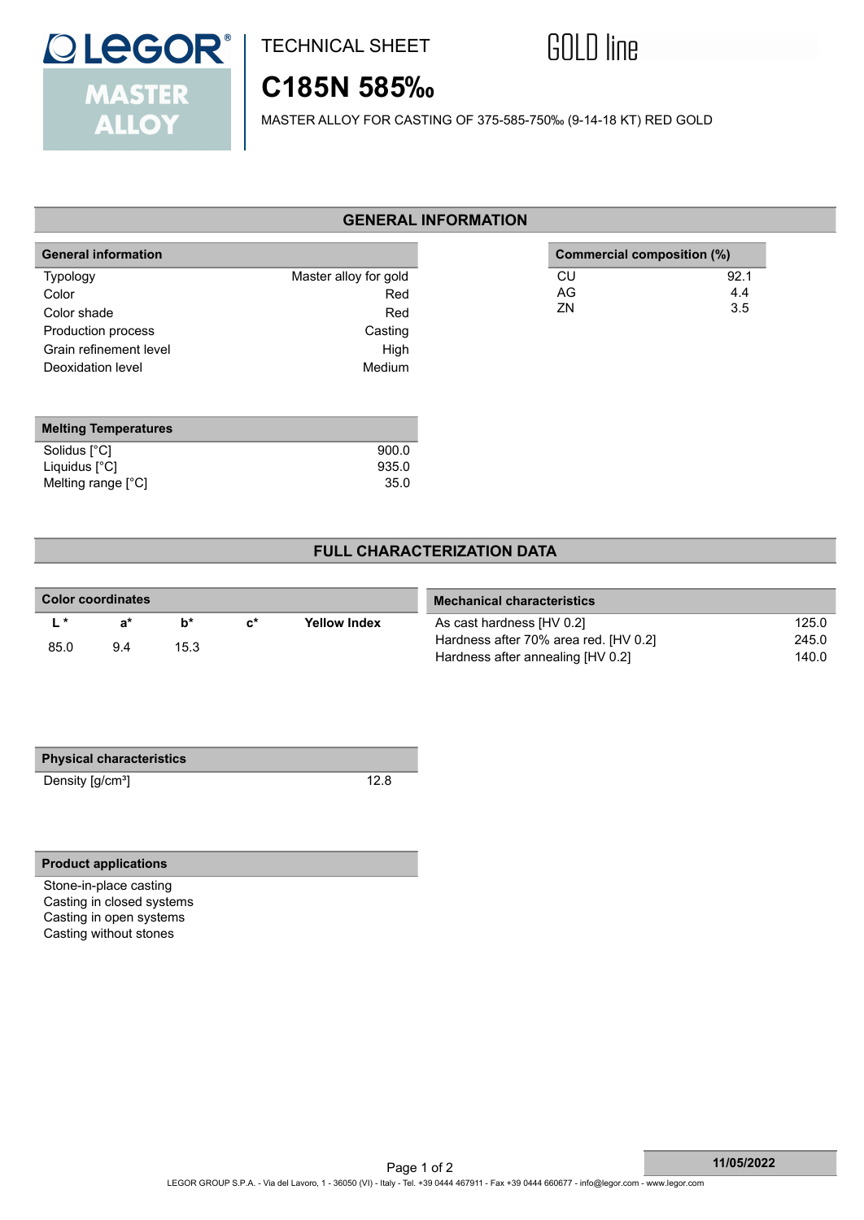LEGOR® MASTER ALLOY

TECHNICAL SHEET

GOLD line

# C185N 585‰

MASTER ALLOY FOR CASTING OF 375-585-750‰ (9-14-18 KT) RED GOLD

## GENERAL INFORMATION

| General information | |
|---|---|
| Typology | Master alloy for gold |
| Color | Red |
| Color shade | Red |
| Production process | Casting |
| Grain refinement level | High |
| Deoxidation level | Medium |

| Commercial composition (%) | |
|---|---|
| CU | 92.1 |
| AG | 4.4 |
| ZN | 3.5 |

| Melting Temperatures | |
|---|---|
| Solidus [°C] | 900.0 |
| Liquidus [°C] | 935.0 |
| Melting range [°C] | 35.0 |

## FULL CHARACTERIZATION DATA

**Color coordinates**

| L * | a* | b* | c* | Yellow Index |
|---|---|---|---|---|
| 85.0 | 9.4 | 15.3 | | |

| Mechanical characteristics | |
|---|---|
| As cast hardness [HV 0.2] | 125.0 |
| Hardness after 70% area red. [HV 0.2] | 245.0 |
| Hardness after annealing [HV 0.2] | 140.0 |

| Physical characteristics | |
|---|---|
| Density [g/cm³] | 12.8 |

**Product applications**

- Stone-in-place casting
- Casting in closed systems
- Casting in open systems
- Casting without stones

11/05/2022

LEGOR GROUP S.P.A. - Via del Lavoro, 1 - 36050 (VI) - Italy - Tel. +39 0444 467911 - Fax +39 0444 660677 - info@legor.com - www.legor.com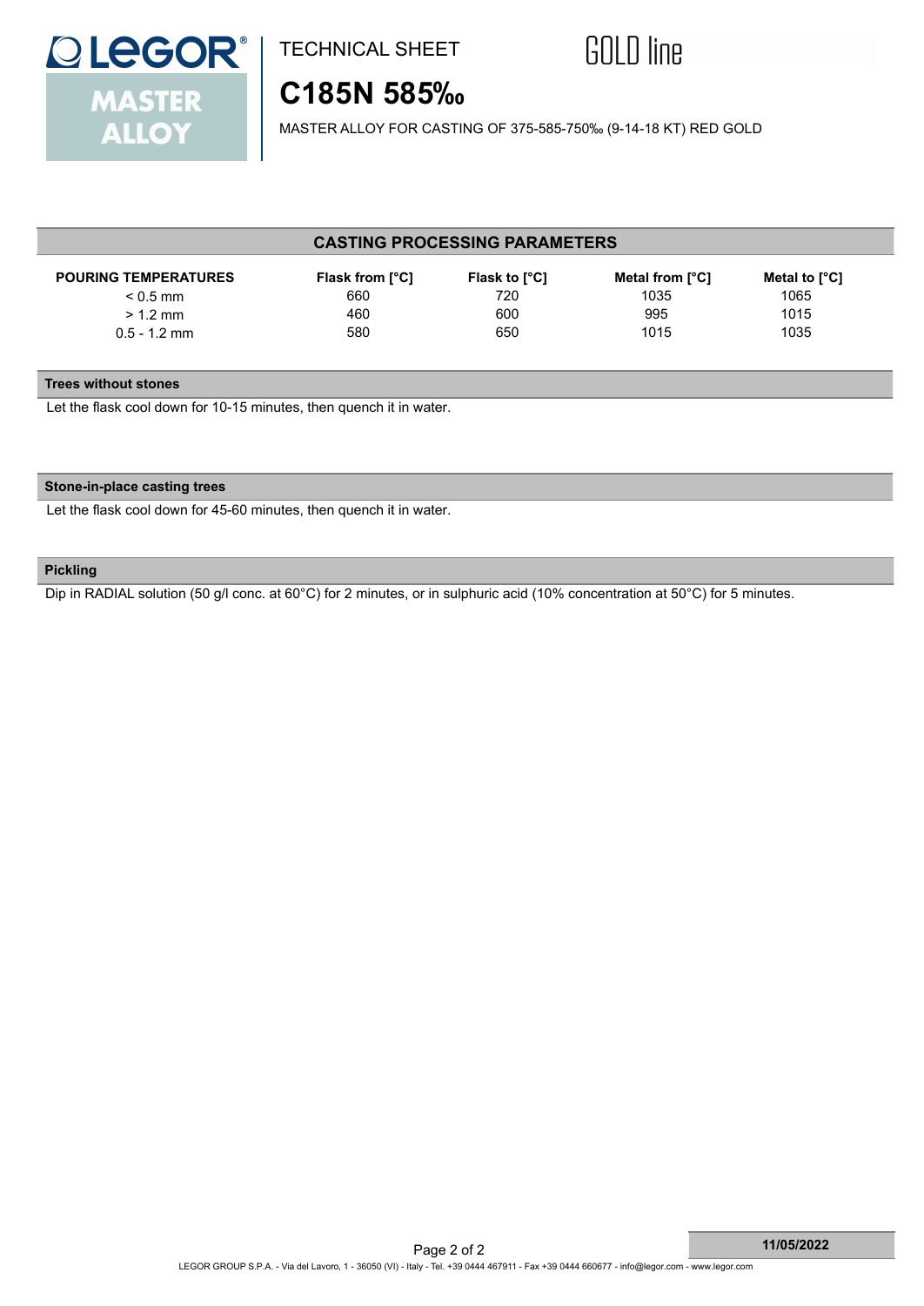TECHNICAL SHEET

GOLD line

# C185N 585‰

MASTER ALLOY FOR CASTING OF 375-585-750‰ (9-14-18 KT) RED GOLD

## CASTING PROCESSING PARAMETERS

| POURING TEMPERATURES | Flask from [°C] | Flask to [°C] | Metal from [°C] | Metal to [°C] |
|---|---|---|---|---|
| < 0.5 mm | 660 | 720 | 1035 | 1065 |
| > 1.2 mm | 460 | 600 | 995 | 1015 |
| 0.5 - 1.2 mm | 580 | 650 | 1015 | 1035 |

### Trees without stones

Let the flask cool down for 10-15 minutes, then quench it in water.

### Stone-in-place casting trees

Let the flask cool down for 45-60 minutes, then quench it in water.

### Pickling

Dip in RADIAL solution (50 g/l conc. at 60°C) for 2 minutes, or in sulphuric acid (10% concentration at 50°C) for 5 minutes.

11/05/2022

LEGOR GROUP S.P.A. - Via del Lavoro, 1 - 36050 (VI) - Italy - Tel. +39 0444 467911 - Fax +39 0444 660677 - info@legor.com - www.legor.com